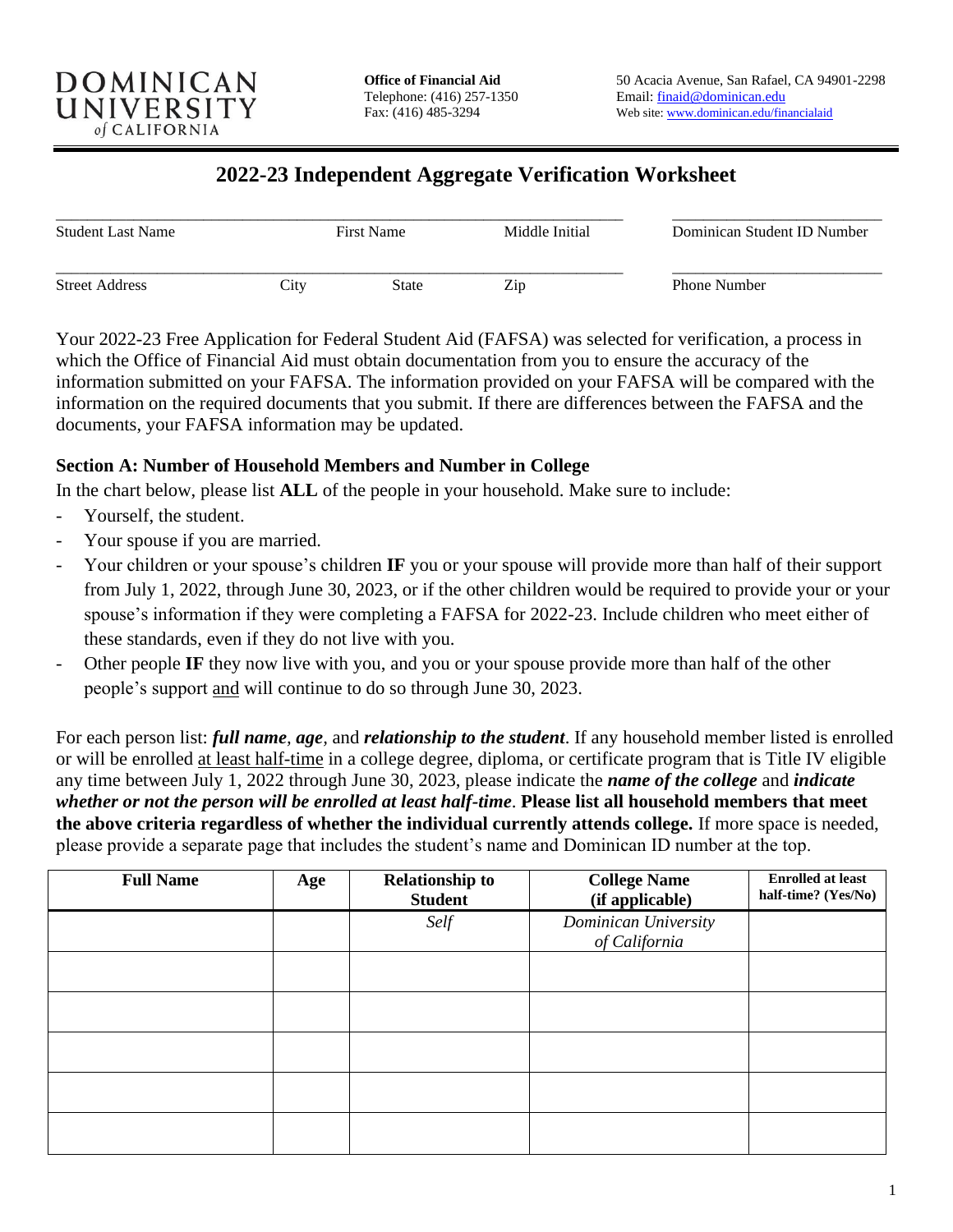DOMINICAN UNIVERSITY of CALIFORNIA

**Office of Financial Aid**
Telephone: (416) 257-1350
Fax: (416) 485-3294

50 Acacia Avenue, San Rafael, CA 94901-2298
Email: finaid@dominican.edu
Web site: www.dominican.edu/financialaid

# 2022-23 Independent Aggregate Verification Worksheet

| ______________________ | ______________________ | ______________________ | ______________________ |
|---|---|---|---|
| Student Last Name | First Name | Middle Initial | Dominican Student ID Number |

| ______________________ | ______________________ | ______________________ | ______________________ | ______________________ |
|---|---|---|---|---|
| Street Address | City | State | Zip | Phone Number |

Your 2022-23 Free Application for Federal Student Aid (FAFSA) was selected for verification, a process in which the Office of Financial Aid must obtain documentation from you to ensure the accuracy of the information submitted on your FAFSA. The information provided on your FAFSA will be compared with the information on the required documents that you submit. If there are differences between the FAFSA and the documents, your FAFSA information may be updated.

## Section A: Number of Household Members and Number in College

In the chart below, please list **ALL** of the people in your household. Make sure to include:

- Yourself, the student.
- Your spouse if you are married.
- Your children or your spouse's children **IF** you or your spouse will provide more than half of their support from July 1, 2022, through June 30, 2023, or if the other children would be required to provide your or your spouse's information if they were completing a FAFSA for 2022-23. Include children who meet either of these standards, even if they do not live with you.
- Other people **IF** they now live with you, and you or your spouse provide more than half of the other people's support and will continue to do so through June 30, 2023.

For each person list: ***full name***, ***age***, and ***relationship to the student***. If any household member listed is enrolled or will be enrolled at least half-time in a college degree, diploma, or certificate program that is Title IV eligible any time between July 1, 2022 through June 30, 2023, please indicate the ***name of the college*** and ***indicate whether or not the person will be enrolled at least half-time***. **Please list all household members that meet the above criteria regardless of whether the individual currently attends college.** If more space is needed, please provide a separate page that includes the student's name and Dominican ID number at the top.

| Full Name | Age | Relationship to Student | College Name (if applicable) | Enrolled at least half-time? (Yes/No) |
|---|---|---|---|---|
| | | *Self* | *Dominican University of California* | |
| | | | | |
| | | | | |
| | | | | |
| | | | | |
| | | | | |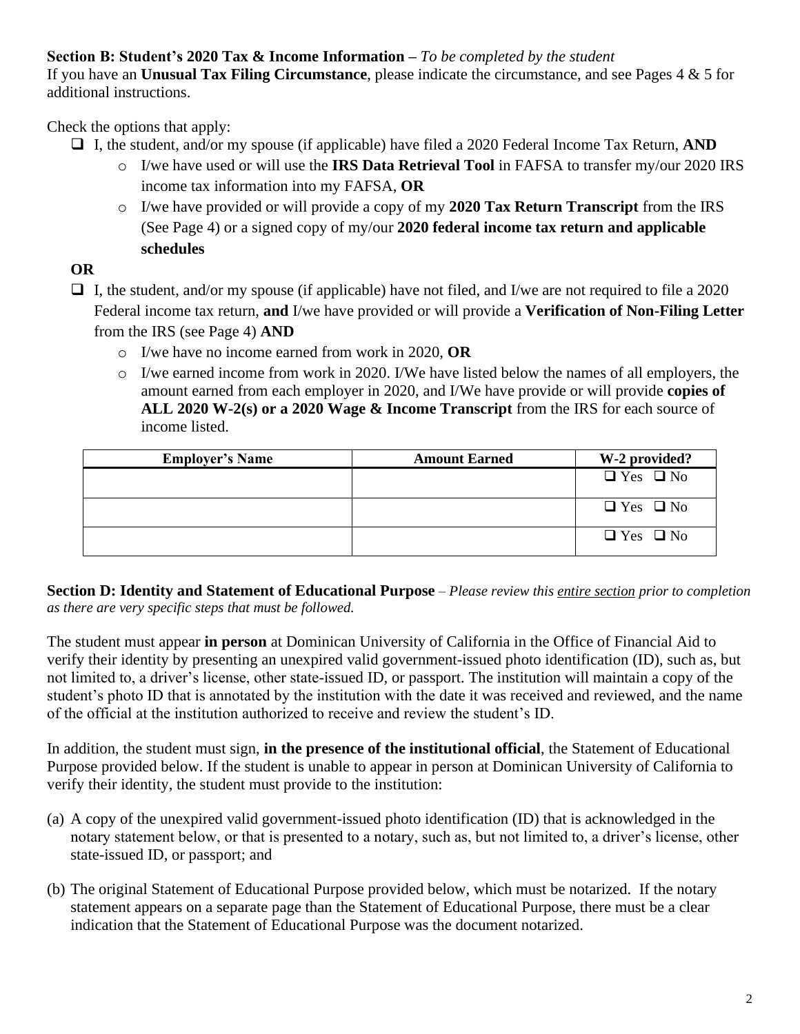**Section B: Student's 2020 Tax & Income Information –** *To be completed by the student*
If you have an **Unusual Tax Filing Circumstance**, please indicate the circumstance, and see Pages 4 & 5 for additional instructions.

Check the options that apply:

- ❑ I, the student, and/or my spouse (if applicable) have filed a 2020 Federal Income Tax Return, **AND**
  - I/we have used or will use the **IRS Data Retrieval Tool** in FAFSA to transfer my/our 2020 IRS income tax information into my FAFSA, **OR**
  - I/we have provided or will provide a copy of my **2020 Tax Return Transcript** from the IRS (See Page 4) or a signed copy of my/our **2020 federal income tax return and applicable schedules**

**OR**

- ❑ I, the student, and/or my spouse (if applicable) have not filed, and I/we are not required to file a 2020 Federal income tax return, **and** I/we have provided or will provide a **Verification of Non-Filing Letter** from the IRS (see Page 4) **AND**
  - I/we have no income earned from work in 2020, **OR**
  - I/we earned income from work in 2020. I/We have listed below the names of all employers, the amount earned from each employer in 2020, and I/We have provide or will provide **copies of ALL 2020 W-2(s) or a 2020 Wage & Income Transcript** from the IRS for each source of income listed.

| Employer's Name | Amount Earned | W-2 provided? |
|---|---|---|
| | | ❑ Yes ❑ No |
| | | ❑ Yes ❑ No |
| | | ❑ Yes ❑ No |

**Section D: Identity and Statement of Educational Purpose** – *Please review this entire section prior to completion as there are very specific steps that must be followed.*

The student must appear **in person** at Dominican University of California in the Office of Financial Aid to verify their identity by presenting an unexpired valid government-issued photo identification (ID), such as, but not limited to, a driver's license, other state-issued ID, or passport. The institution will maintain a copy of the student's photo ID that is annotated by the institution with the date it was received and reviewed, and the name of the official at the institution authorized to receive and review the student's ID.

In addition, the student must sign, **in the presence of the institutional official**, the Statement of Educational Purpose provided below. If the student is unable to appear in person at Dominican University of California to verify their identity, the student must provide to the institution:

(a) A copy of the unexpired valid government-issued photo identification (ID) that is acknowledged in the notary statement below, or that is presented to a notary, such as, but not limited to, a driver's license, other state-issued ID, or passport; and

(b) The original Statement of Educational Purpose provided below, which must be notarized. If the notary statement appears on a separate page than the Statement of Educational Purpose, there must be a clear indication that the Statement of Educational Purpose was the document notarized.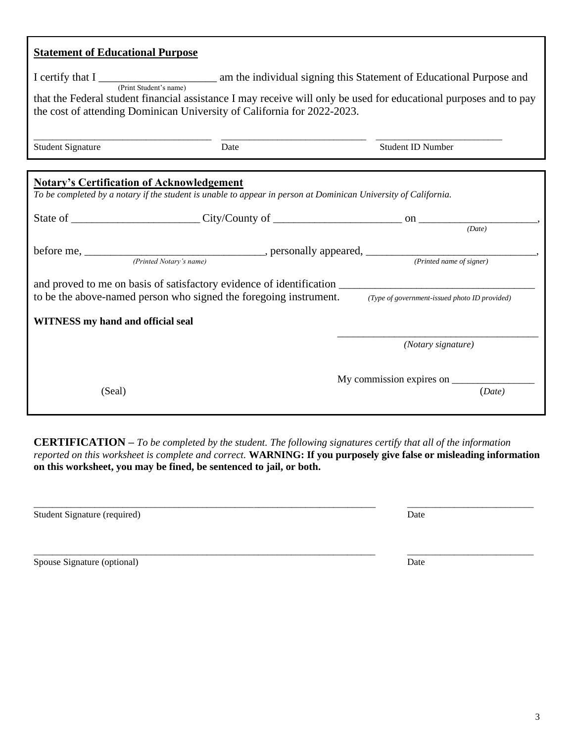**Statement of Educational Purpose**

I certify that I _____________________ am the individual signing this Statement of Educational Purpose and
(Print Student's name)

that the Federal student financial assistance I may receive will only be used for educational purposes and to pay the cost of attending Dominican University of California for 2022-2023.

_________________________________ ___________________________ _______________________

Student Signature Date Student ID Number

**Notary's Certification of Acknowledgement**

*To be completed by a notary if the student is unable to appear in person at Dominican University of California.*

State of _______________________ City/County of _______________________ on _____________________,
*(Date)*

before me, ________________________________, personally appeared, _______________________________,
*(Printed Notary's name)* *(Printed name of signer)*

and proved to me on basis of satisfactory evidence of identification __________________________________
to be the above-named person who signed the foregoing instrument. *(Type of government-issued photo ID provided)*

**WITNESS my hand and official seal**

_____________________________________
*(Notary signature)*

My commission expires on ________________
(Seal) (*Date)*

**CERTIFICATION –** *To be completed by the student. The following signatures certify that all of the information reported on this worksheet is complete and correct.* **WARNING: If you purposely give false or misleading information on this worksheet, you may be fined, be sentenced to jail, or both.**

_____________________________________________________________________ _________________________

Student Signature (required) Date

_____________________________________________________________________ _________________________

Spouse Signature (optional) Date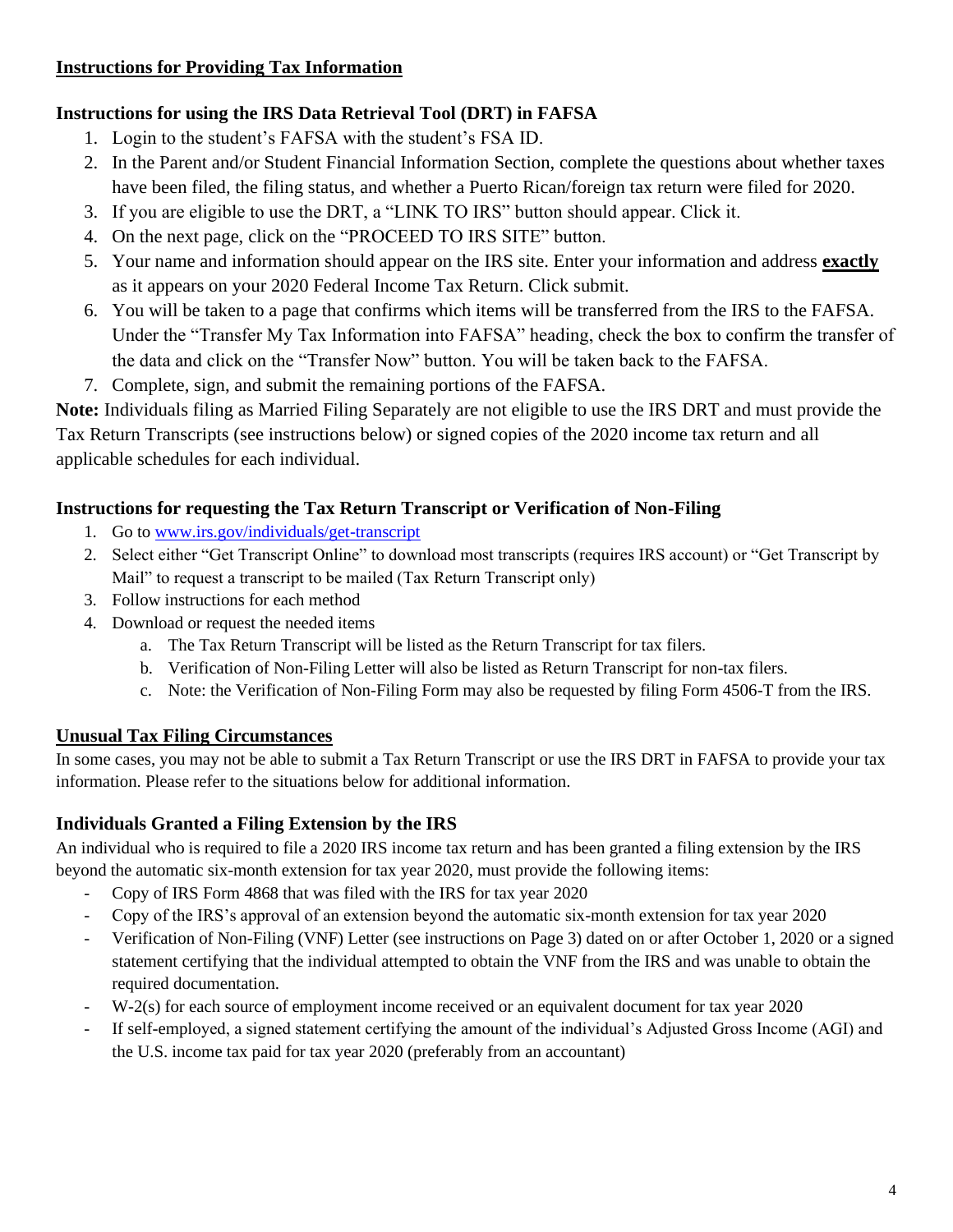## Instructions for Providing Tax Information

### Instructions for using the IRS Data Retrieval Tool (DRT) in FAFSA

1. Login to the student's FAFSA with the student's FSA ID.
2. In the Parent and/or Student Financial Information Section, complete the questions about whether taxes have been filed, the filing status, and whether a Puerto Rican/foreign tax return were filed for 2020.
3. If you are eligible to use the DRT, a "LINK TO IRS" button should appear. Click it.
4. On the next page, click on the "PROCEED TO IRS SITE" button.
5. Your name and information should appear on the IRS site. Enter your information and address **exactly** as it appears on your 2020 Federal Income Tax Return. Click submit.
6. You will be taken to a page that confirms which items will be transferred from the IRS to the FAFSA. Under the "Transfer My Tax Information into FAFSA" heading, check the box to confirm the transfer of the data and click on the "Transfer Now" button. You will be taken back to the FAFSA.
7. Complete, sign, and submit the remaining portions of the FAFSA.

**Note:** Individuals filing as Married Filing Separately are not eligible to use the IRS DRT and must provide the Tax Return Transcripts (see instructions below) or signed copies of the 2020 income tax return and all applicable schedules for each individual.

### Instructions for requesting the Tax Return Transcript or Verification of Non-Filing

1. Go to [www.irs.gov/individuals/get-transcript](www.irs.gov/individuals/get-transcript)
2. Select either "Get Transcript Online" to download most transcripts (requires IRS account) or "Get Transcript by Mail" to request a transcript to be mailed (Tax Return Transcript only)
3. Follow instructions for each method
4. Download or request the needed items
   a. The Tax Return Transcript will be listed as the Return Transcript for tax filers.
   b. Verification of Non-Filing Letter will also be listed as Return Transcript for non-tax filers.
   c. Note: the Verification of Non-Filing Form may also be requested by filing Form 4506-T from the IRS.

## Unusual Tax Filing Circumstances

In some cases, you may not be able to submit a Tax Return Transcript or use the IRS DRT in FAFSA to provide your tax information. Please refer to the situations below for additional information.

### Individuals Granted a Filing Extension by the IRS

An individual who is required to file a 2020 IRS income tax return and has been granted a filing extension by the IRS beyond the automatic six-month extension for tax year 2020, must provide the following items:

- Copy of IRS Form 4868 that was filed with the IRS for tax year 2020
- Copy of the IRS's approval of an extension beyond the automatic six-month extension for tax year 2020
- Verification of Non-Filing (VNF) Letter (see instructions on Page 3) dated on or after October 1, 2020 or a signed statement certifying that the individual attempted to obtain the VNF from the IRS and was unable to obtain the required documentation.
- W-2(s) for each source of employment income received or an equivalent document for tax year 2020
- If self-employed, a signed statement certifying the amount of the individual's Adjusted Gross Income (AGI) and the U.S. income tax paid for tax year 2020 (preferably from an accountant)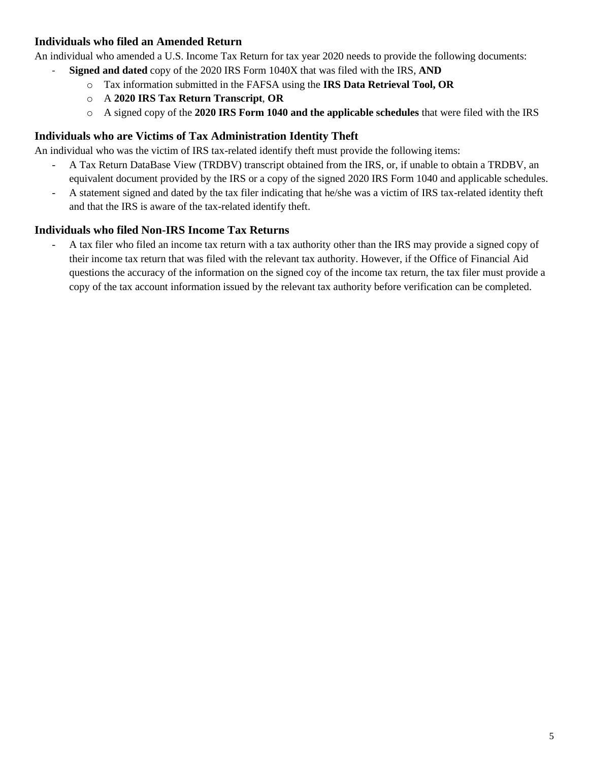### Individuals who filed an Amended Return

An individual who amended a U.S. Income Tax Return for tax year 2020 needs to provide the following documents:

- **Signed and dated** copy of the 2020 IRS Form 1040X that was filed with the IRS, **AND**
  - Tax information submitted in the FAFSA using the **IRS Data Retrieval Tool, OR**
  - A **2020 IRS Tax Return Transcript**, **OR**
  - A signed copy of the **2020 IRS Form 1040 and the applicable schedules** that were filed with the IRS

### Individuals who are Victims of Tax Administration Identity Theft

An individual who was the victim of IRS tax-related identify theft must provide the following items:

- A Tax Return DataBase View (TRDBV) transcript obtained from the IRS, or, if unable to obtain a TRDBV, an equivalent document provided by the IRS or a copy of the signed 2020 IRS Form 1040 and applicable schedules.
- A statement signed and dated by the tax filer indicating that he/she was a victim of IRS tax-related identity theft and that the IRS is aware of the tax-related identify theft.

### Individuals who filed Non-IRS Income Tax Returns

- A tax filer who filed an income tax return with a tax authority other than the IRS may provide a signed copy of their income tax return that was filed with the relevant tax authority. However, if the Office of Financial Aid questions the accuracy of the information on the signed coy of the income tax return, the tax filer must provide a copy of the tax account information issued by the relevant tax authority before verification can be completed.